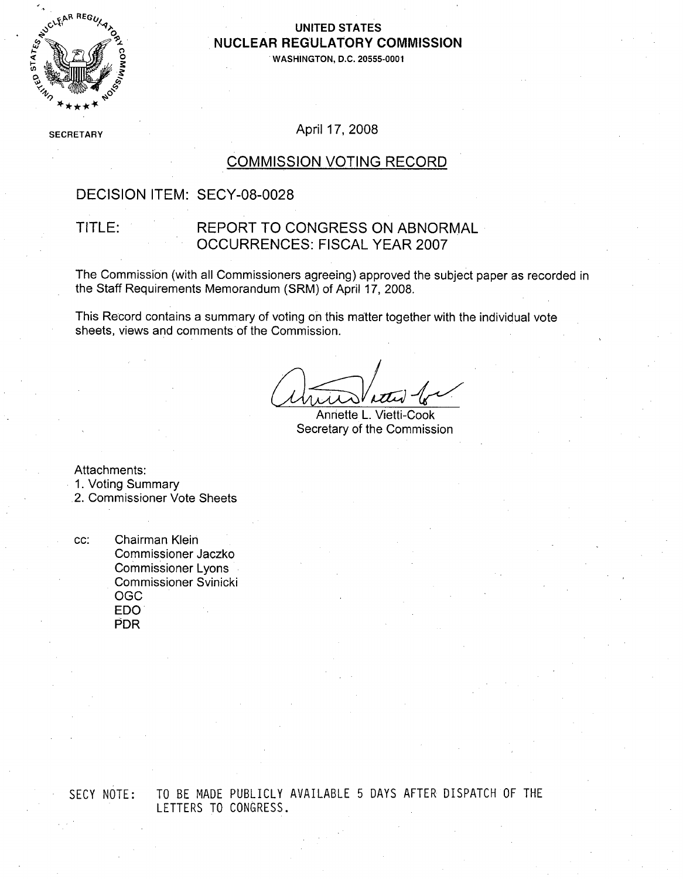UNITED STATES
**NUCLEAR REGULATORY COMMISSION**
WASHINGTON, D.C. 20555-0001

SECRETARY

April 17, 2008

## COMMISSION VOTING RECORD

DECISION ITEM: SECY-08-0028

TITLE: REPORT TO CONGRESS ON ABNORMAL OCCURRENCES: FISCAL YEAR 2007

The Commission (with all Commissioners agreeing) approved the subject paper as recorded in the Staff Requirements Memorandum (SRM) of April 17, 2008.

This Record contains a summary of voting on this matter together with the individual vote sheets, views and comments of the Commission.

Annette L. Vietti-Cook
Secretary of the Commission

Attachments:
1. Voting Summary
2. Commissioner Vote Sheets

cc: Chairman Klein
Commissioner Jaczko
Commissioner Lyons
Commissioner Svinicki
OGC
EDO
PDR

SECY NOTE: TO BE MADE PUBLICLY AVAILABLE 5 DAYS AFTER DISPATCH OF THE LETTERS TO CONGRESS.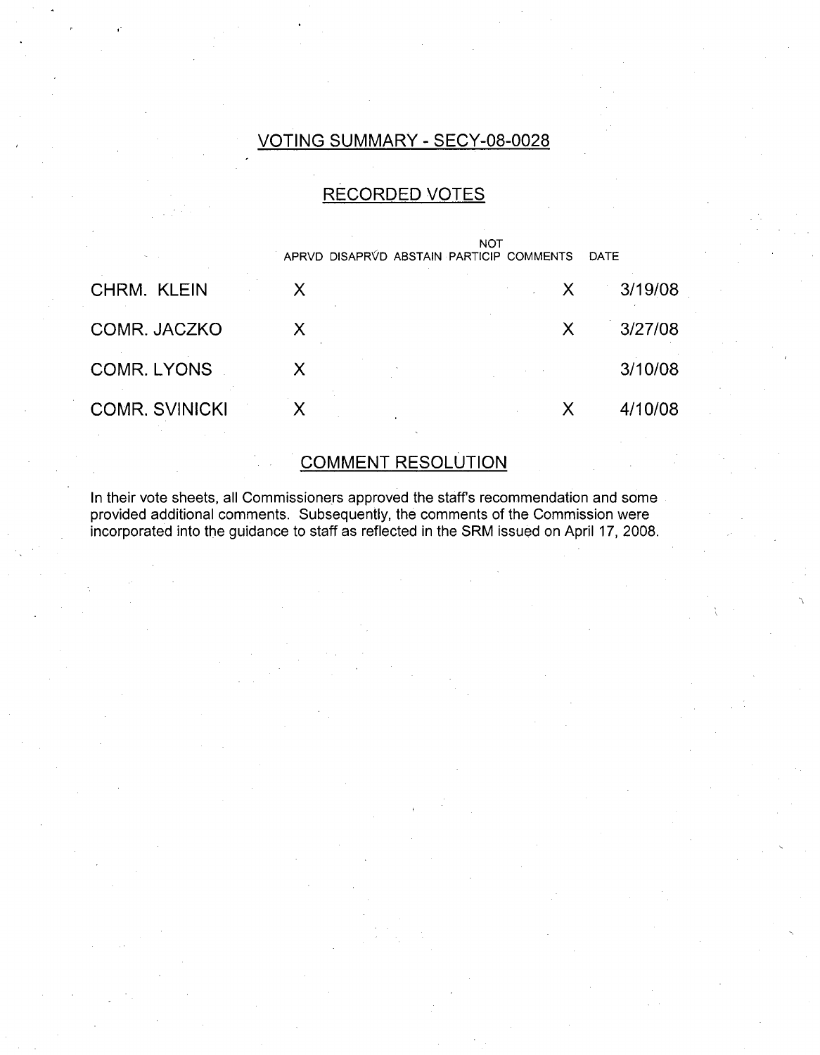## VOTING SUMMARY - SECY-08-0028

### RECORDED VOTES

| | APRVD | DISAPRVD | ABSTAIN | NOT PARTICIP | COMMENTS | DATE |
|---|---|---|---|---|---|---|
| CHRM. KLEIN | X | | | | X | 3/19/08 |
| COMR. JACZKO | X | | | | X | 3/27/08 |
| COMR. LYONS | X | | | | | 3/10/08 |
| COMR. SVINICKI | X | | | | X | 4/10/08 |

### COMMENT RESOLUTION

In their vote sheets, all Commissioners approved the staff's recommendation and some provided additional comments. Subsequently, the comments of the Commission were incorporated into the guidance to staff as reflected in the SRM issued on April 17, 2008.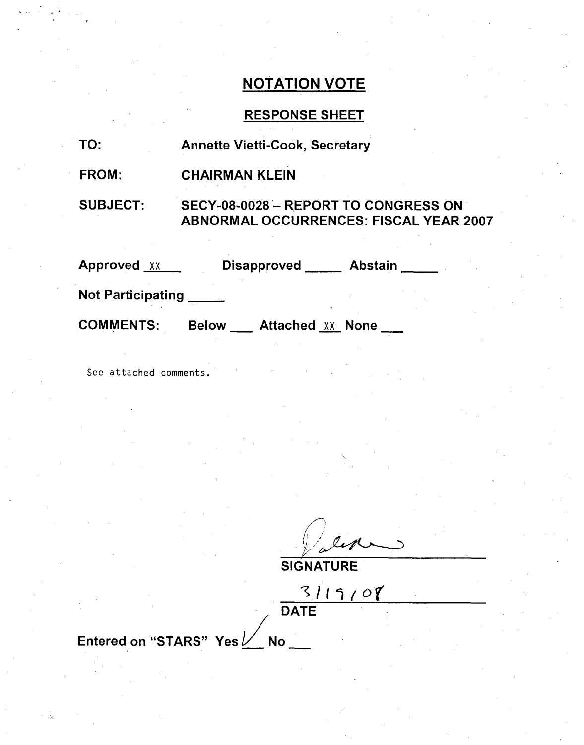# NOTATION VOTE

## RESPONSE SHEET

TO: Annette Vietti-Cook, Secretary

FROM: CHAIRMAN KLEIN

SUBJECT: SECY-08-0028 – REPORT TO CONGRESS ON ABNORMAL OCCURRENCES: FISCAL YEAR 2007

Approved XX Disapproved _____ Abstain _____

Not Participating _____

COMMENTS: Below ___ Attached XX None ___

See attached comments.

SIGNATURE

3/19/08

DATE

Entered on "STARS" Yes ✓ No ___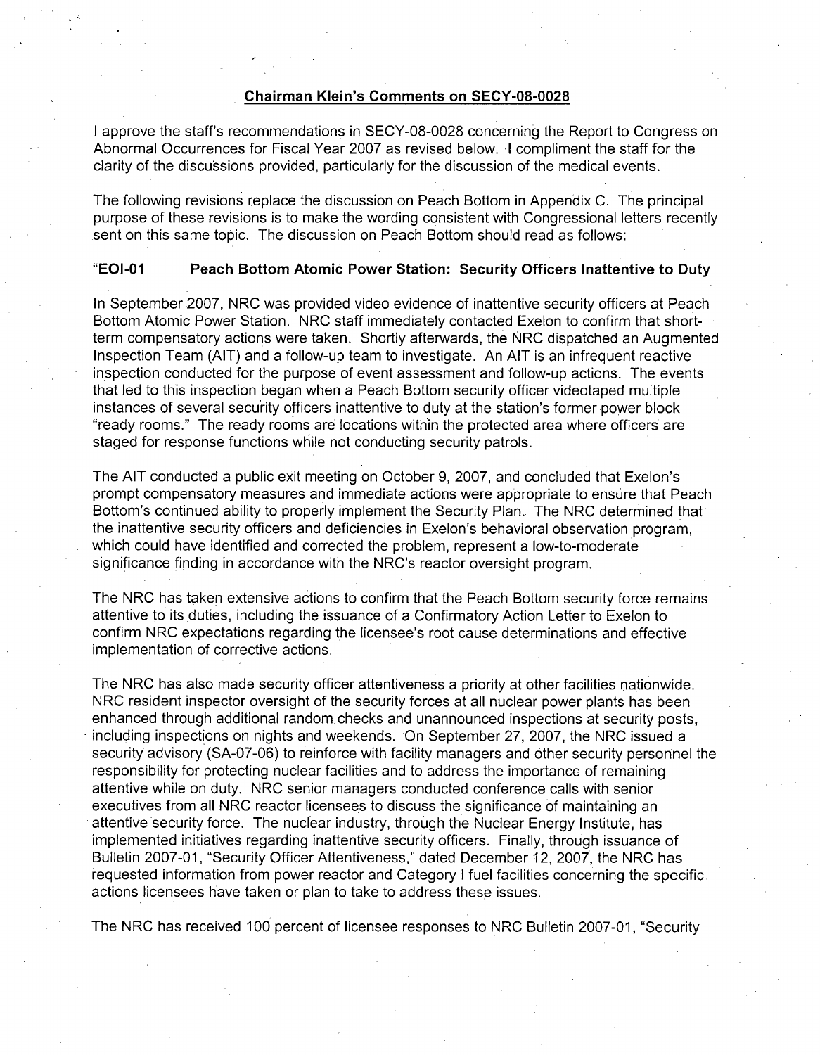## Chairman Klein's Comments on SECY-08-0028

I approve the staff's recommendations in SECY-08-0028 concerning the Report to Congress on Abnormal Occurrences for Fiscal Year 2007 as revised below. I compliment the staff for the clarity of the discussions provided, particularly for the discussion of the medical events.

The following revisions replace the discussion on Peach Bottom in Appendix C. The principal purpose of these revisions is to make the wording consistent with Congressional letters recently sent on this same topic. The discussion on Peach Bottom should read as follows:

**"EOI-01 Peach Bottom Atomic Power Station: Security Officers Inattentive to Duty**

In September 2007, NRC was provided video evidence of inattentive security officers at Peach Bottom Atomic Power Station. NRC staff immediately contacted Exelon to confirm that short-term compensatory actions were taken. Shortly afterwards, the NRC dispatched an Augmented Inspection Team (AIT) and a follow-up team to investigate. An AIT is an infrequent reactive inspection conducted for the purpose of event assessment and follow-up actions. The events that led to this inspection began when a Peach Bottom security officer videotaped multiple instances of several security officers inattentive to duty at the station's former power block "ready rooms." The ready rooms are locations within the protected area where officers are staged for response functions while not conducting security patrols.

The AIT conducted a public exit meeting on October 9, 2007, and concluded that Exelon's prompt compensatory measures and immediate actions were appropriate to ensure that Peach Bottom's continued ability to properly implement the Security Plan. The NRC determined that the inattentive security officers and deficiencies in Exelon's behavioral observation program, which could have identified and corrected the problem, represent a low-to-moderate significance finding in accordance with the NRC's reactor oversight program.

The NRC has taken extensive actions to confirm that the Peach Bottom security force remains attentive to its duties, including the issuance of a Confirmatory Action Letter to Exelon to confirm NRC expectations regarding the licensee's root cause determinations and effective implementation of corrective actions.

The NRC has also made security officer attentiveness a priority at other facilities nationwide. NRC resident inspector oversight of the security forces at all nuclear power plants has been enhanced through additional random checks and unannounced inspections at security posts, including inspections on nights and weekends. On September 27, 2007, the NRC issued a security advisory (SA-07-06) to reinforce with facility managers and other security personnel the responsibility for protecting nuclear facilities and to address the importance of remaining attentive while on duty. NRC senior managers conducted conference calls with senior executives from all NRC reactor licensees to discuss the significance of maintaining an attentive security force. The nuclear industry, through the Nuclear Energy Institute, has implemented initiatives regarding inattentive security officers. Finally, through issuance of Bulletin 2007-01, "Security Officer Attentiveness," dated December 12, 2007, the NRC has requested information from power reactor and Category I fuel facilities concerning the specific actions licensees have taken or plan to take to address these issues.

The NRC has received 100 percent of licensee responses to NRC Bulletin 2007-01, "Security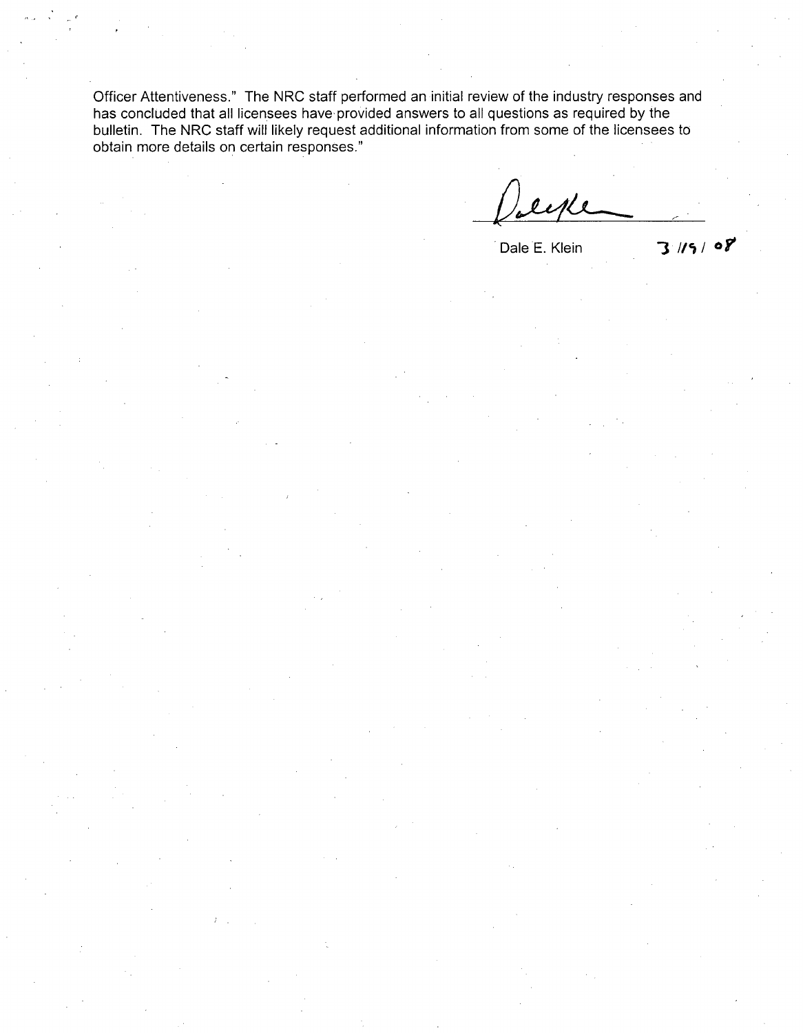Officer Attentiveness." The NRC staff performed an initial review of the industry responses and has concluded that all licensees have provided answers to all questions as required by the bulletin. The NRC staff will likely request additional information from some of the licensees to obtain more details on certain responses."

Dale E. Klein 3/19/08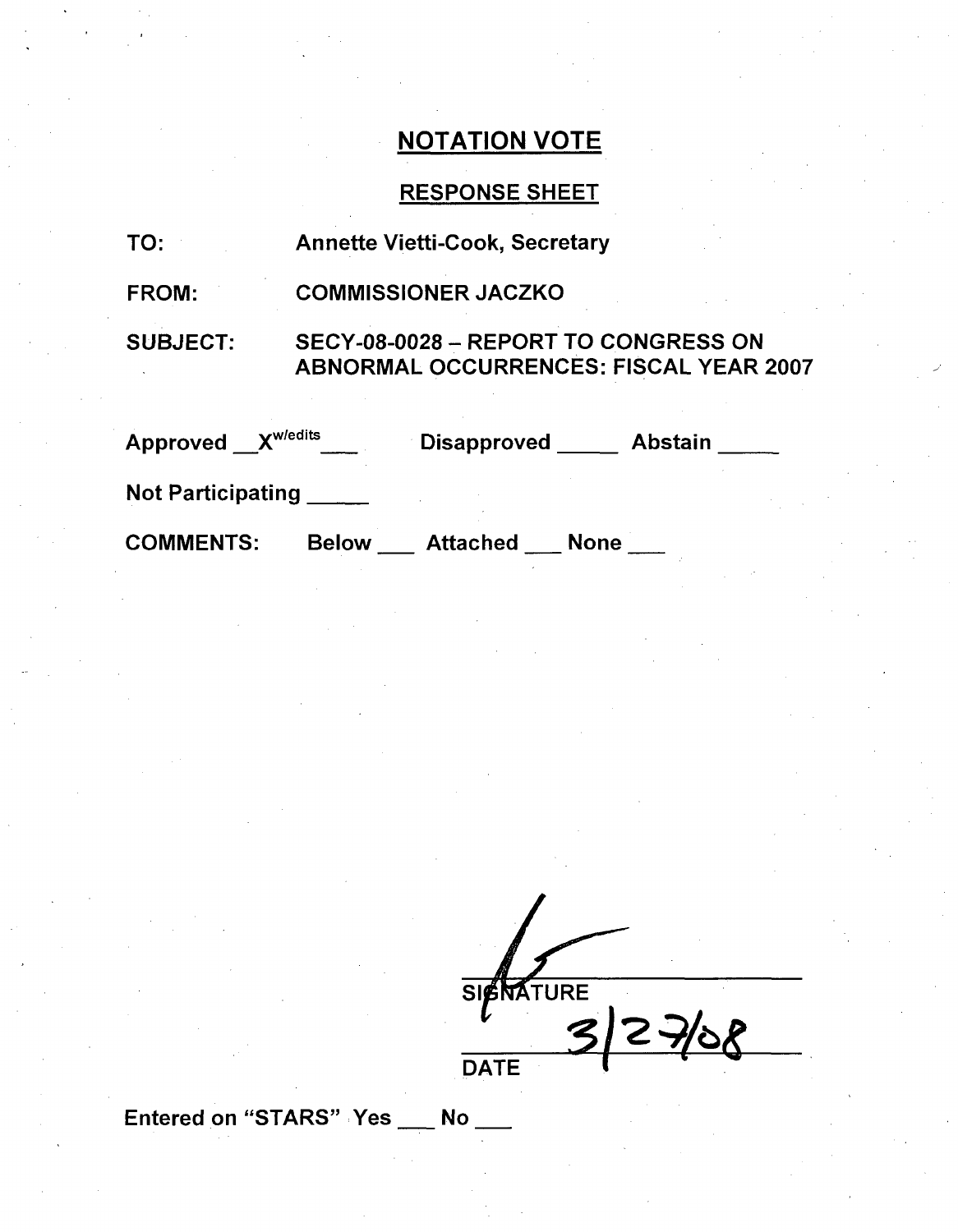# NOTATION VOTE

## RESPONSE SHEET

TO: Annette Vietti-Cook, Secretary

FROM: COMMISSIONER JACZKO

SUBJECT: SECY-08-0028 – REPORT TO CONGRESS ON ABNORMAL OCCURRENCES: FISCAL YEAR 2007

Approved \_\_X w/edits\_\_\_ Disapproved \_\_\_\_\_ Abstain \_\_\_\_\_

Not Participating \_\_\_\_\_

COMMENTS: Below \_\_\_ Attached \_\_\_ None \_\_\_

SIGNATURE

3/27/08

DATE

Entered on "STARS" Yes \_\_\_ No \_\_\_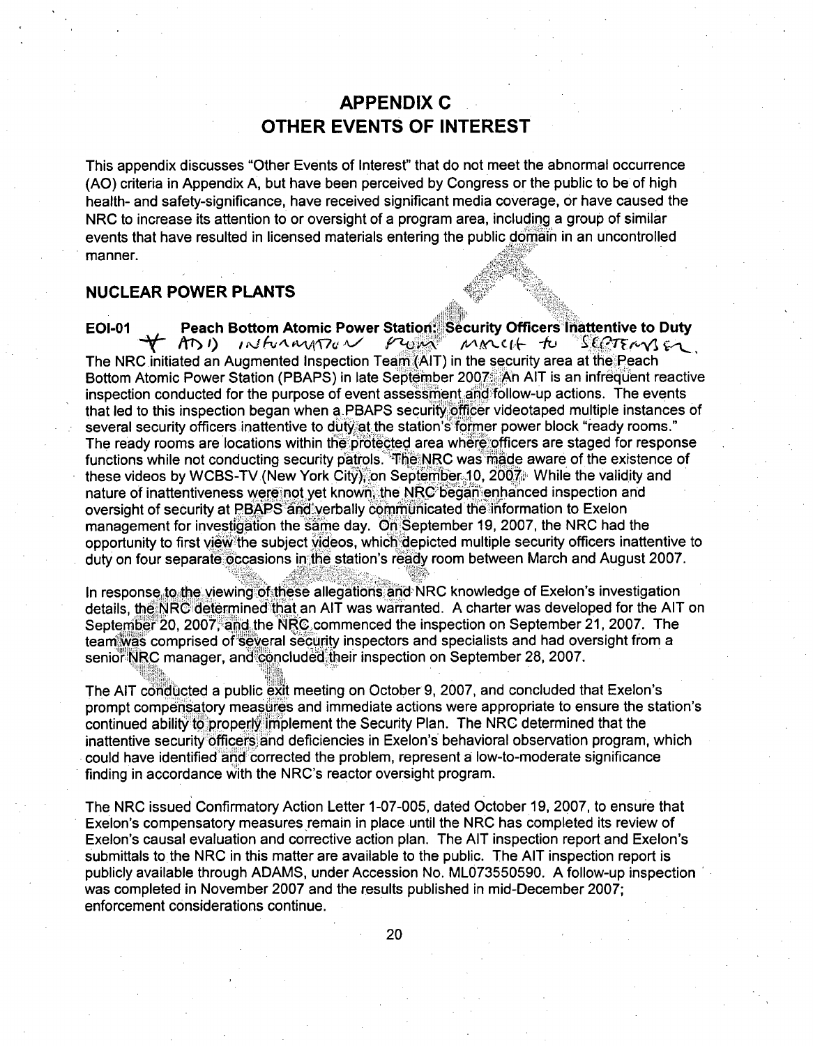# APPENDIX C
# OTHER EVENTS OF INTEREST

This appendix discusses "Other Events of Interest" that do not meet the abnormal occurrence (AO) criteria in Appendix A, but have been perceived by Congress or the public to be of high health- and safety-significance, have received significant media coverage, or have caused the NRC to increase its attention to or oversight of a program area, including a group of similar events that have resulted in licensed materials entering the public domain in an uncontrolled manner.

## NUCLEAR POWER PLANTS

**EOI-01 Peach Bottom Atomic Power Station: Security Officers Inattentive to Duty**

+ ADD INFORMATION FROM MARCH TO SEPTEMBER.

The NRC initiated an Augmented Inspection Team (AIT) in the security area at the Peach Bottom Atomic Power Station (PBAPS) in late September 2007. An AIT is an infrequent reactive inspection conducted for the purpose of event assessment and follow-up actions. The events that led to this inspection began when a PBAPS security officer videotaped multiple instances of several security officers inattentive to duty at the station's former power block "ready rooms." The ready rooms are locations within the protected area where officers are staged for response functions while not conducting security patrols. The NRC was made aware of the existence of these videos by WCBS-TV (New York City), on September 10, 2007. While the validity and nature of inattentiveness were not yet known, the NRC began enhanced inspection and oversight of security at PBAPS and verbally communicated the information to Exelon management for investigation the same day. On September 19, 2007, the NRC had the opportunity to first view the subject videos, which depicted multiple security officers inattentive to duty on four separate occasions in the station's ready room between March and August 2007.

In response to the viewing of these allegations and NRC knowledge of Exelon's investigation details, the NRC determined that an AIT was warranted. A charter was developed for the AIT on September 20, 2007, and the NRC commenced the inspection on September 21, 2007. The team was comprised of several security inspectors and specialists and had oversight from a senior NRC manager, and concluded their inspection on September 28, 2007.

The AIT conducted a public exit meeting on October 9, 2007, and concluded that Exelon's prompt compensatory measures and immediate actions were appropriate to ensure the station's continued ability to properly implement the Security Plan. The NRC determined that the inattentive security officers and deficiencies in Exelon's behavioral observation program, which could have identified and corrected the problem, represent a low-to-moderate significance finding in accordance with the NRC's reactor oversight program.

The NRC issued Confirmatory Action Letter 1-07-005, dated October 19, 2007, to ensure that Exelon's compensatory measures remain in place until the NRC has completed its review of Exelon's causal evaluation and corrective action plan. The AIT inspection report and Exelon's submittals to the NRC in this matter are available to the public. The AIT inspection report is publicly available through ADAMS, under Accession No. ML073550590. A follow-up inspection was completed in November 2007 and the results published in mid-December 2007; enforcement considerations continue.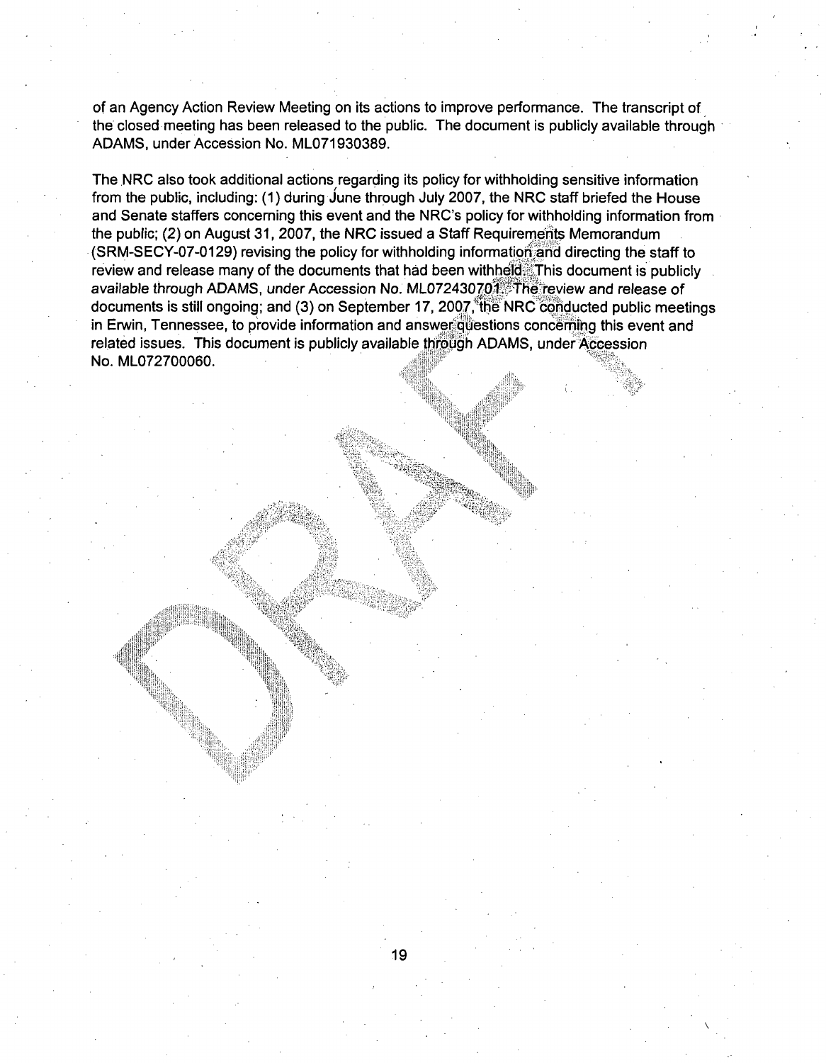of an Agency Action Review Meeting on its actions to improve performance. The transcript of the closed meeting has been released to the public. The document is publicly available through ADAMS, under Accession No. ML071930389.

The NRC also took additional actions regarding its policy for withholding sensitive information from the public, including: (1) during June through July 2007, the NRC staff briefed the House and Senate staffers concerning this event and the NRC's policy for withholding information from the public; (2) on August 31, 2007, the NRC issued a Staff Requirements Memorandum (SRM-SECY-07-0129) revising the policy for withholding information and directing the staff to review and release many of the documents that had been withheld. This document is publicly available through ADAMS, under Accession No. ML072430701. The review and release of documents is still ongoing; and (3) on September 17, 2007, the NRC conducted public meetings in Erwin, Tennessee, to provide information and answer questions concerning this event and related issues. This document is publicly available through ADAMS, under Accession No. ML072700060.

DRAFT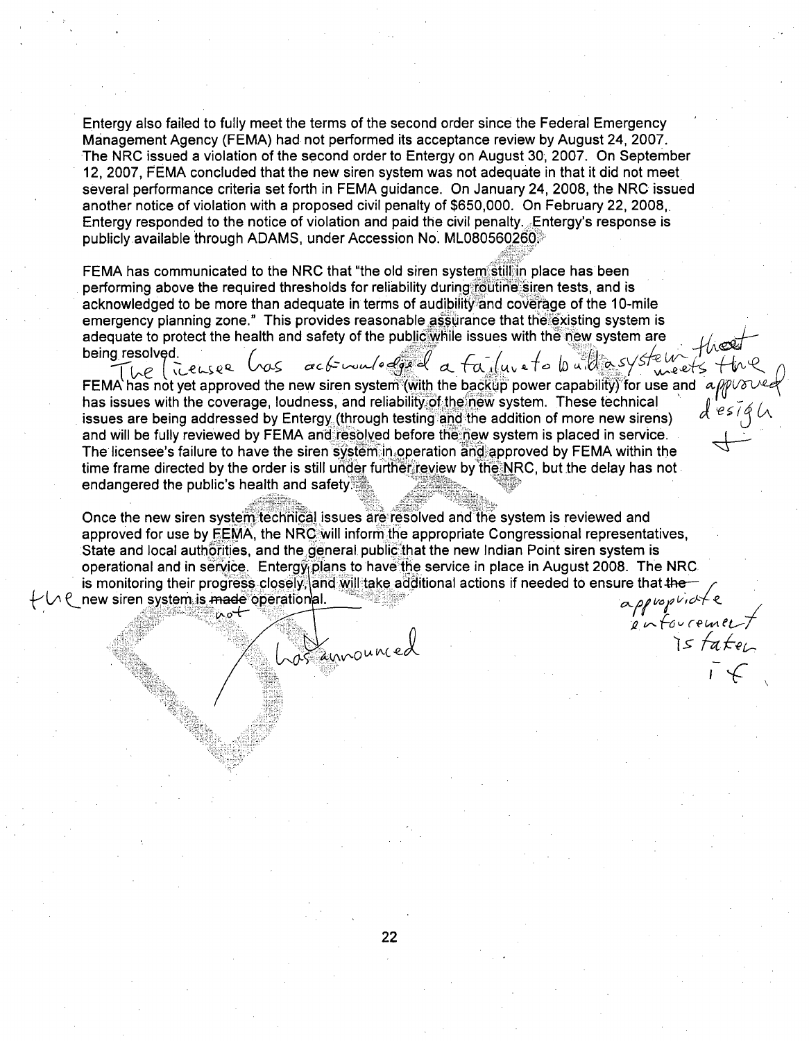Entergy also failed to fully meet the terms of the second order since the Federal Emergency Management Agency (FEMA) had not performed its acceptance review by August 24, 2007. The NRC issued a violation of the second order to Entergy on August 30, 2007. On September 12, 2007, FEMA concluded that the new siren system was not adequate in that it did not meet several performance criteria set forth in FEMA guidance. On January 24, 2008, the NRC issued another notice of violation with a proposed civil penalty of $650,000. On February 22, 2008, Entergy responded to the notice of violation and paid the civil penalty. Entergy's response is publicly available through ADAMS, under Accession No. ML080560260.

FEMA has communicated to the NRC that "the old siren system still in place has been performing above the required thresholds for reliability during routine siren tests, and is acknowledged to be more than adequate in terms of audibility and coverage of the 10-mile emergency planning zone." This provides reasonable assurance that the existing system is adequate to protect the health and safety of the public while issues with the new system are being resolved.

The licensee has acknowledged a failure to build a system that meets the approved design +

FEMA has not yet approved the new siren system (with the backup power capability) for use and has issues with the coverage, loudness, and reliability of the new system. These technical issues are being addressed by Entergy (through testing and the addition of more new sirens) and will be fully reviewed by FEMA and resolved before the new system is placed in service. The licensee's failure to have the siren system in operation and approved by FEMA within the time frame directed by the order is still under further review by the NRC, but the delay has not endangered the public's health and safety.

Once the new siren system technical issues are resolved and the system is reviewed and approved for use by FEMA, the NRC will inform the appropriate Congressional representatives, State and local authorities, and the general public that the new Indian Point siren system is operational and in service. Entergy plans to have the service in place in August 2008. The NRC is monitoring their progress closely, and will take additional actions if needed to ensure that ~~the~~ appropriate enforcement is taken if the new siren system is ~~made~~ not operational. has announced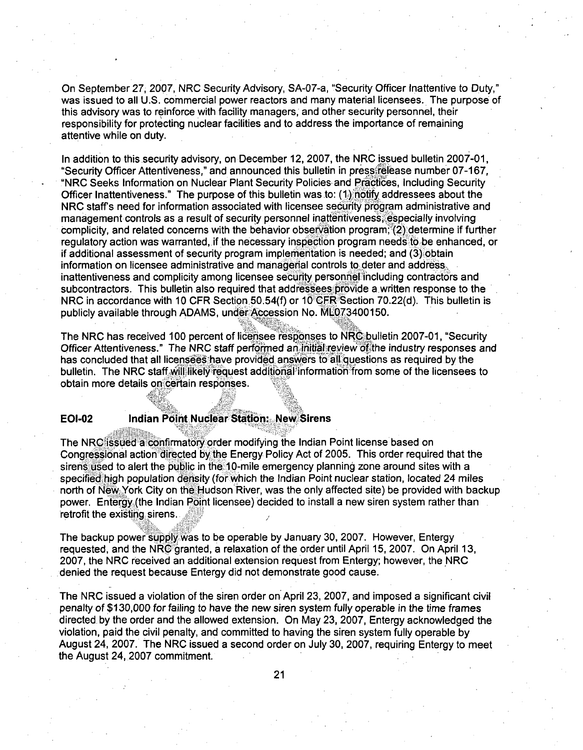On September 27, 2007, NRC Security Advisory, SA-07-a, "Security Officer Inattentive to Duty," was issued to all U.S. commercial power reactors and many material licensees. The purpose of this advisory was to reinforce with facility managers, and other security personnel, their responsibility for protecting nuclear facilities and to address the importance of remaining attentive while on duty.

In addition to this security advisory, on December 12, 2007, the NRC issued bulletin 2007-01, "Security Officer Attentiveness," and announced this bulletin in press release number 07-167, "NRC Seeks Information on Nuclear Plant Security Policies and Practices, Including Security Officer Inattentiveness." The purpose of this bulletin was to: (1) notify addressees about the NRC staff's need for information associated with licensee security program administrative and management controls as a result of security personnel inattentiveness, especially involving complicity, and related concerns with the behavior observation program; (2) determine if further regulatory action was warranted, if the necessary inspection program needs to be enhanced, or if additional assessment of security program implementation is needed; and (3) obtain information on licensee administrative and managerial controls to deter and address inattentiveness and complicity among licensee security personnel including contractors and subcontractors. This bulletin also required that addressees provide a written response to the NRC in accordance with 10 CFR Section 50.54(f) or 10 CFR Section 70.22(d). This bulletin is publicly available through ADAMS, under Accession No. ML073400150.

The NRC has received 100 percent of licensee responses to NRC bulletin 2007-01, "Security Officer Attentiveness." The NRC staff performed an initial review of the industry responses and has concluded that all licensees have provided answers to all questions as required by the bulletin. The NRC staff will likely request additional information from some of the licensees to obtain more details on certain responses.

### EOI-02 Indian Point Nuclear Station: New Sirens

The NRC issued a confirmatory order modifying the Indian Point license based on Congressional action directed by the Energy Policy Act of 2005. This order required that the sirens used to alert the public in the 10-mile emergency planning zone around sites with a specified high population density (for which the Indian Point nuclear station, located 24 miles north of New York City on the Hudson River, was the only affected site) be provided with backup power. Entergy (the Indian Point licensee) decided to install a new siren system rather than retrofit the existing sirens.

The backup power supply was to be operable by January 30, 2007. However, Entergy requested, and the NRC granted, a relaxation of the order until April 15, 2007. On April 13, 2007, the NRC received an additional extension request from Entergy; however, the NRC denied the request because Entergy did not demonstrate good cause.

The NRC issued a violation of the siren order on April 23, 2007, and imposed a significant civil penalty of $130,000 for failing to have the new siren system fully operable in the time frames directed by the order and the allowed extension. On May 23, 2007, Entergy acknowledged the violation, paid the civil penalty, and committed to having the siren system fully operable by August 24, 2007. The NRC issued a second order on July 30, 2007, requiring Entergy to meet the August 24, 2007 commitment.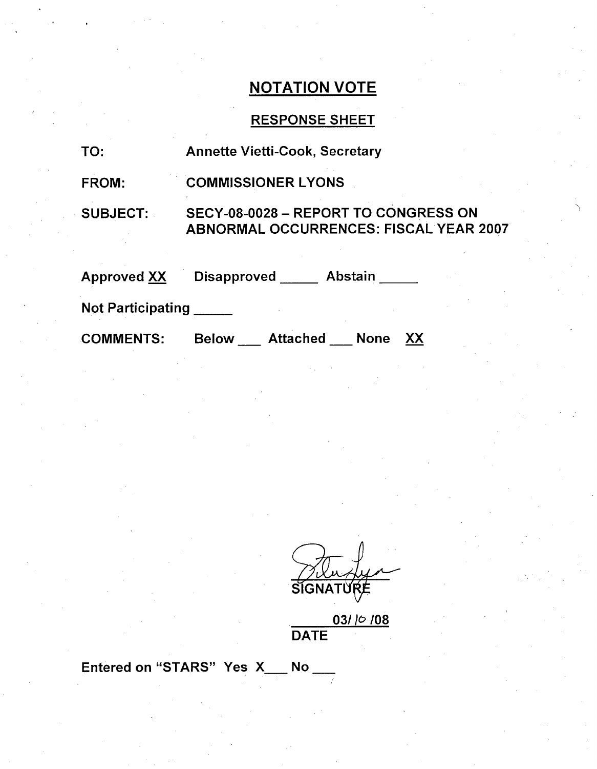## NOTATION VOTE

### RESPONSE SHEET

TO: Annette Vietti-Cook, Secretary

FROM: COMMISSIONER LYONS

SUBJECT: SECY-08-0028 – REPORT TO CONGRESS ON ABNORMAL OCCURRENCES: FISCAL YEAR 2007

Approved XX Disapproved _____ Abstain _____

Not Participating _____

COMMENTS: Below ___ Attached ___ None XX

SIGNATURE

03/10/08

DATE

Entered on "STARS" Yes X___ No ___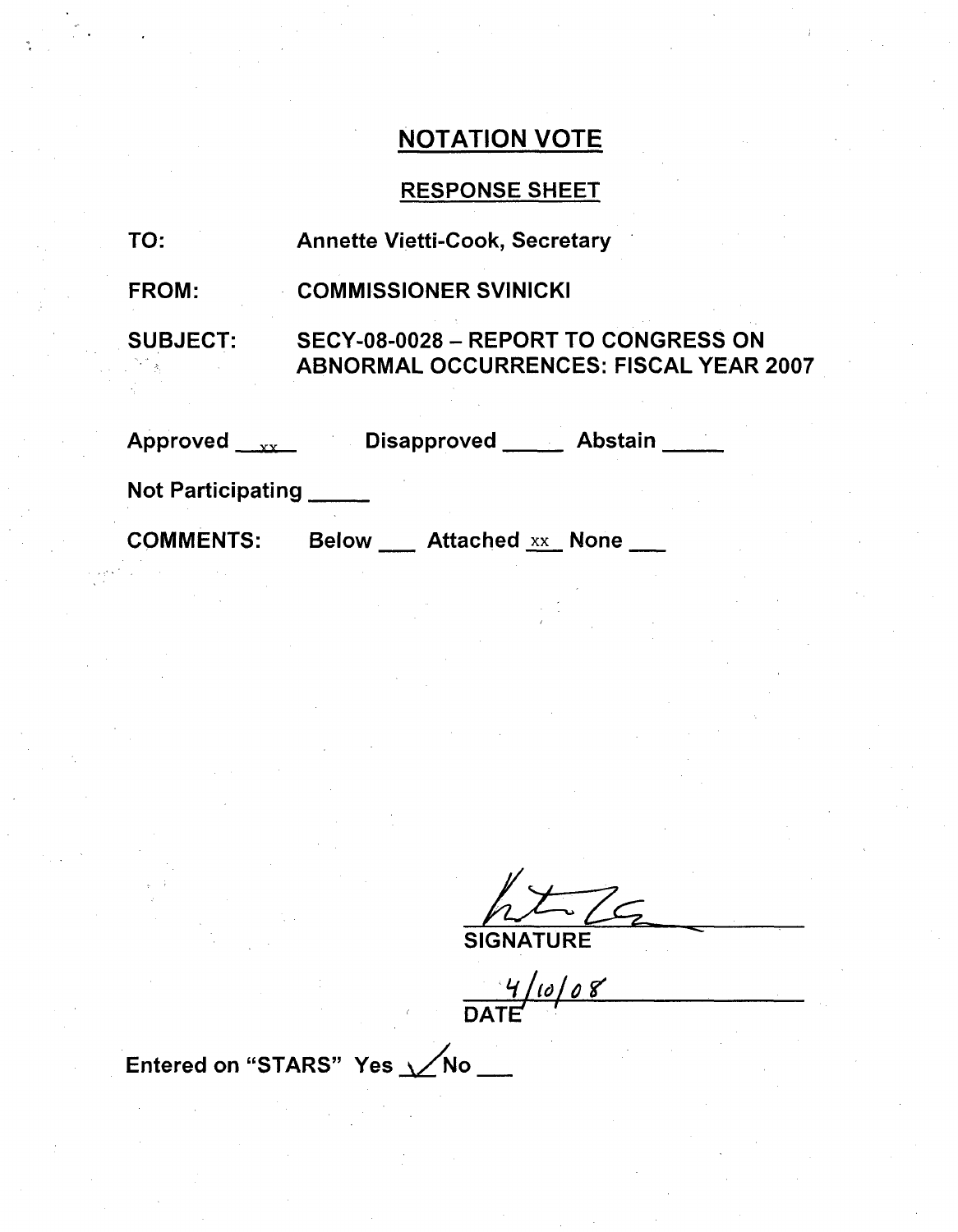# NOTATION VOTE

## RESPONSE SHEET

TO: Annette Vietti-Cook, Secretary

FROM: COMMISSIONER SVINICKI

SUBJECT: SECY-08-0028 – REPORT TO CONGRESS ON ABNORMAL OCCURRENCES: FISCAL YEAR 2007

Approved xx Disapproved ___ Abstain ___

Not Participating ___

COMMENTS: Below ___ Attached xx None ___

SIGNATURE

4/10/08

DATE

Entered on "STARS" Yes ✓ No ___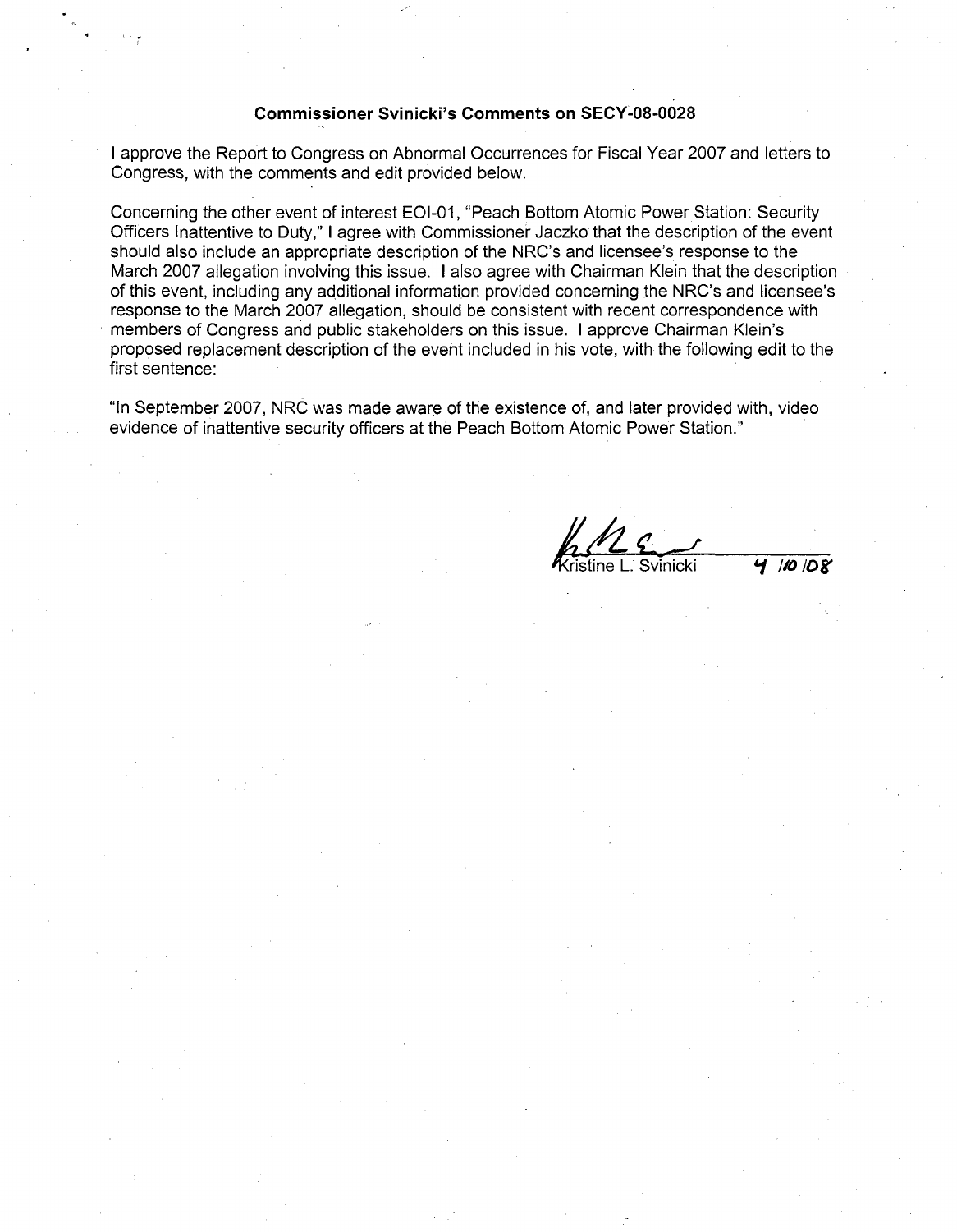**Commissioner Svinicki's Comments on SECY-08-0028**

I approve the Report to Congress on Abnormal Occurrences for Fiscal Year 2007 and letters to Congress, with the comments and edit provided below.

Concerning the other event of interest EOI-01, "Peach Bottom Atomic Power Station: Security Officers Inattentive to Duty," I agree with Commissioner Jaczko that the description of the event should also include an appropriate description of the NRC's and licensee's response to the March 2007 allegation involving this issue. I also agree with Chairman Klein that the description of this event, including any additional information provided concerning the NRC's and licensee's response to the March 2007 allegation, should be consistent with recent correspondence with members of Congress and public stakeholders on this issue. I approve Chairman Klein's proposed replacement description of the event included in his vote, with the following edit to the first sentence:

"In September 2007, NRC was made aware of the existence of, and later provided with, video evidence of inattentive security officers at the Peach Bottom Atomic Power Station."

Kristine L. Svinicki 4/10/08